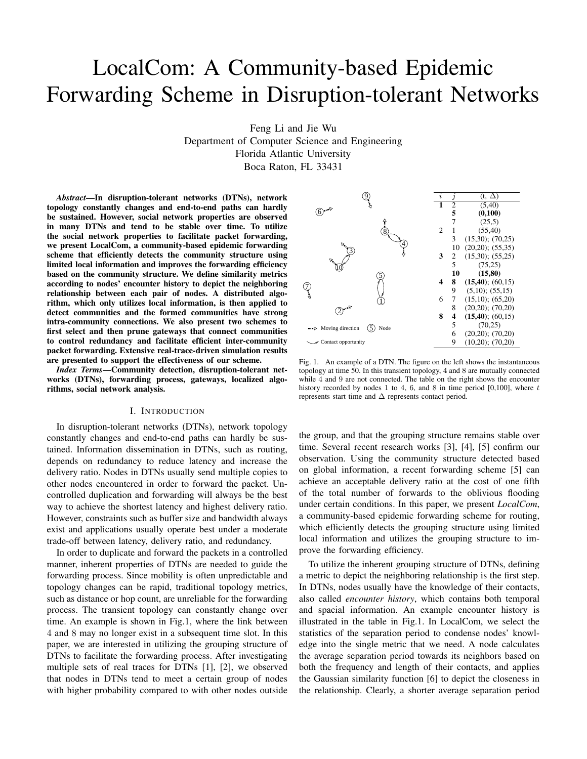# LocalCom: A Community-based Epidemic Forwarding Scheme in Disruption-tolerant Networks

Feng Li and Jie Wu
Department of Computer Science and Engineering
Florida Atlantic University
Boca Raton, FL 33431

***Abstract*—In disruption-tolerant networks (DTNs), network topology constantly changes and end-to-end paths can hardly be sustained. However, social network properties are observed in many DTNs and tend to be stable over time. To utilize the social network properties to facilitate packet forwarding, we present LocalCom, a community-based epidemic forwarding scheme that efficiently detects the community structure using limited local information and improves the forwarding efficiency based on the community structure. We define similarity metrics according to nodes' encounter history to depict the neighboring relationship between each pair of nodes. A distributed algorithm, which only utilizes local information, is then applied to detect communities and the formed communities have strong intra-community connections. We also present two schemes to first select and then prune gateways that connect communities to control redundancy and facilitate efficient inter-community packet forwarding. Extensive real-trace-driven simulation results are presented to support the effectiveness of our scheme.**

***Index Terms*—Community detection, disruption-tolerant networks (DTNs), forwarding process, gateways, localized algorithms, social network analysis.**

## I. Introduction

In disruption-tolerant networks (DTNs), network topology constantly changes and end-to-end paths can hardly be sustained. Information dissemination in DTNs, such as routing, depends on redundancy to reduce latency and increase the delivery ratio. Nodes in DTNs usually send multiple copies to other nodes encountered in order to forward the packet. Uncontrolled duplication and forwarding will always be the best way to achieve the shortest latency and highest delivery ratio. However, constraints such as buffer size and bandwidth always exist and applications usually operate best under a moderate trade-off between latency, delivery ratio, and redundancy.

In order to duplicate and forward the packets in a controlled manner, inherent properties of DTNs are needed to guide the forwarding process. Since mobility is often unpredictable and topology changes can be rapid, traditional topology metrics, such as distance or hop count, are unreliable for the forwarding process. The transient topology can constantly change over time. An example is shown in Fig.1, where the link between 4 and 8 may no longer exist in a subsequent time slot. In this paper, we are interested in utilizing the grouping structure of DTNs to facilitate the forwarding process. After investigating multiple sets of real traces for DTNs [1], [2], we observed that nodes in DTNs tend to meet a certain group of nodes with higher probability compared to with other nodes outside the group, and that the grouping structure remains stable over time. Several recent research works [3], [4], [5] confirm our observation. Using the community structure detected based on global information, a recent forwarding scheme [5] can achieve an acceptable delivery ratio at the cost of one fifth of the total number of forwards to the oblivious flooding under certain conditions. In this paper, we present *LocalCom*, a community-based epidemic forwarding scheme for routing, which efficiently detects the grouping structure using limited local information and utilizes the grouping structure to improve the forwarding efficiency.

| $i$ | $j$ | (t, $\Delta$) |
|---|---|---|
| **1** | 2 | (5,40) |
| | **5** | **(0,100)** |
| | 7 | (25,5) |
| 2 | 1 | (55,40) |
| | 3 | (15,30); (70,25) |
| | 10 | (20,20); (55,35) |
| **3** | 2 | (15,30); (55,25) |
| | 5 | (75,25) |
| | **10** | **(15,80)** |
| **4** | **8** | **(15,40)**; (60,15) |
| | 9 | (5,10); (55,15) |
| 6 | 7 | (15,10); (65,20) |
| | 8 | (20,20); (70,20) |
| **8** | **4** | **(15,40)**; (60,15) |
| | 5 | (70,25) |
| | 6 | (20,20); (70,20) |
| | 9 | (10,20); (70,20) |

Fig. 1. An example of a DTN. The figure on the left shows the instantaneous topology at time 50. In this transient topology, 4 and 8 are mutually connected while 4 and 9 are not connected. The table on the right shows the encounter history recorded by nodes 1 to 4, 6, and 8 in time period [0,100], where $t$ represents start time and $\Delta$ represents contact period.

To utilize the inherent grouping structure of DTNs, defining a metric to depict the neighboring relationship is the first step. In DTNs, nodes usually have the knowledge of their contacts, also called *encounter history*, which contains both temporal and spacial information. An example encounter history is illustrated in the table in Fig.1. In LocalCom, we select the statistics of the separation period to condense nodes' knowledge into the single metric that we need. A node calculates the average separation period towards its neighbors based on both the frequency and length of their contacts, and applies the Gaussian similarity function [6] to depict the closeness in the relationship. Clearly, a shorter average separation period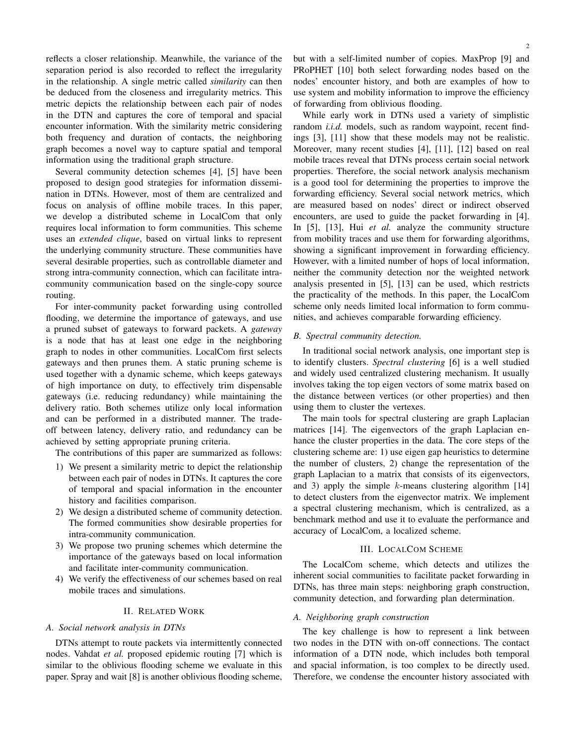reflects a closer relationship. Meanwhile, the variance of the separation period is also recorded to reflect the irregularity in the relationship. A single metric called *similarity* can then be deduced from the closeness and irregularity metrics. This metric depicts the relationship between each pair of nodes in the DTN and captures the core of temporal and spacial encounter information. With the similarity metric considering both frequency and duration of contacts, the neighboring graph becomes a novel way to capture spatial and temporal information using the traditional graph structure.

Several community detection schemes [4], [5] have been proposed to design good strategies for information dissemination in DTNs. However, most of them are centralized and focus on analysis of offline mobile traces. In this paper, we develop a distributed scheme in LocalCom that only requires local information to form communities. This scheme uses an *extended clique*, based on virtual links to represent the underlying community structure. These communities have several desirable properties, such as controllable diameter and strong intra-community connection, which can facilitate intra-community communication based on the single-copy source routing.

For inter-community packet forwarding using controlled flooding, we determine the importance of gateways, and use a pruned subset of gateways to forward packets. A *gateway* is a node that has at least one edge in the neighboring graph to nodes in other communities. LocalCom first selects gateways and then prunes them. A static pruning scheme is used together with a dynamic scheme, which keeps gateways of high importance on duty, to effectively trim dispensable gateways (i.e. reducing redundancy) while maintaining the delivery ratio. Both schemes utilize only local information and can be performed in a distributed manner. The trade-off between latency, delivery ratio, and redundancy can be achieved by setting appropriate pruning criteria.

The contributions of this paper are summarized as follows:

1) We present a similarity metric to depict the relationship between each pair of nodes in DTNs. It captures the core of temporal and spacial information in the encounter history and facilities comparison.
2) We design a distributed scheme of community detection. The formed communities show desirable properties for intra-community communication.
3) We propose two pruning schemes which determine the importance of the gateways based on local information and facilitate inter-community communication.
4) We verify the effectiveness of our schemes based on real mobile traces and simulations.

## II. Related Work

### A. Social network analysis in DTNs

DTNs attempt to route packets via intermittently connected nodes. Vahdat *et al.* proposed epidemic routing [7] which is similar to the oblivious flooding scheme we evaluate in this paper. Spray and wait [8] is another oblivious flooding scheme, but with a self-limited number of copies. MaxProp [9] and PRoPHET [10] both select forwarding nodes based on the nodes' encounter history, and both are examples of how to use system and mobility information to improve the efficiency of forwarding from oblivious flooding.

While early work in DTNs used a variety of simplistic random *i.i.d.* models, such as random waypoint, recent findings [3], [11] show that these models may not be realistic. Moreover, many recent studies [4], [11], [12] based on real mobile traces reveal that DTNs process certain social network properties. Therefore, the social network analysis mechanism is a good tool for determining the properties to improve the forwarding efficiency. Several social network metrics, which are measured based on nodes' direct or indirect observed encounters, are used to guide the packet forwarding in [4]. In [5], [13], Hui *et al.* analyze the community structure from mobility traces and use them for forwarding algorithms, showing a significant improvement in forwarding efficiency. However, with a limited number of hops of local information, neither the community detection nor the weighted network analysis presented in [5], [13] can be used, which restricts the practicality of the methods. In this paper, the LocalCom scheme only needs limited local information to form communities, and achieves comparable forwarding efficiency.

### B. Spectral community detection.

In traditional social network analysis, one important step is to identify clusters. *Spectral clustering* [6] is a well studied and widely used centralized clustering mechanism. It usually involves taking the top eigen vectors of some matrix based on the distance between vertices (or other properties) and then using them to cluster the vertexes.

The main tools for spectral clustering are graph Laplacian matrices [14]. The eigenvectors of the graph Laplacian enhance the cluster properties in the data. The core steps of the clustering scheme are: 1) use eigen gap heuristics to determine the number of clusters, 2) change the representation of the graph Laplacian to a matrix that consists of its eigenvectors, and 3) apply the simple $k$-means clustering algorithm [14] to detect clusters from the eigenvector matrix. We implement a spectral clustering mechanism, which is centralized, as a benchmark method and use it to evaluate the performance and accuracy of LocalCom, a localized scheme.

## III. LocalCom Scheme

The LocalCom scheme, which detects and utilizes the inherent social communities to facilitate packet forwarding in DTNs, has three main steps: neighboring graph construction, community detection, and forwarding plan determination.

### A. Neighboring graph construction

The key challenge is how to represent a link between two nodes in the DTN with on-off connections. The contact information of a DTN node, which includes both temporal and spacial information, is too complex to be directly used. Therefore, we condense the encounter history associated with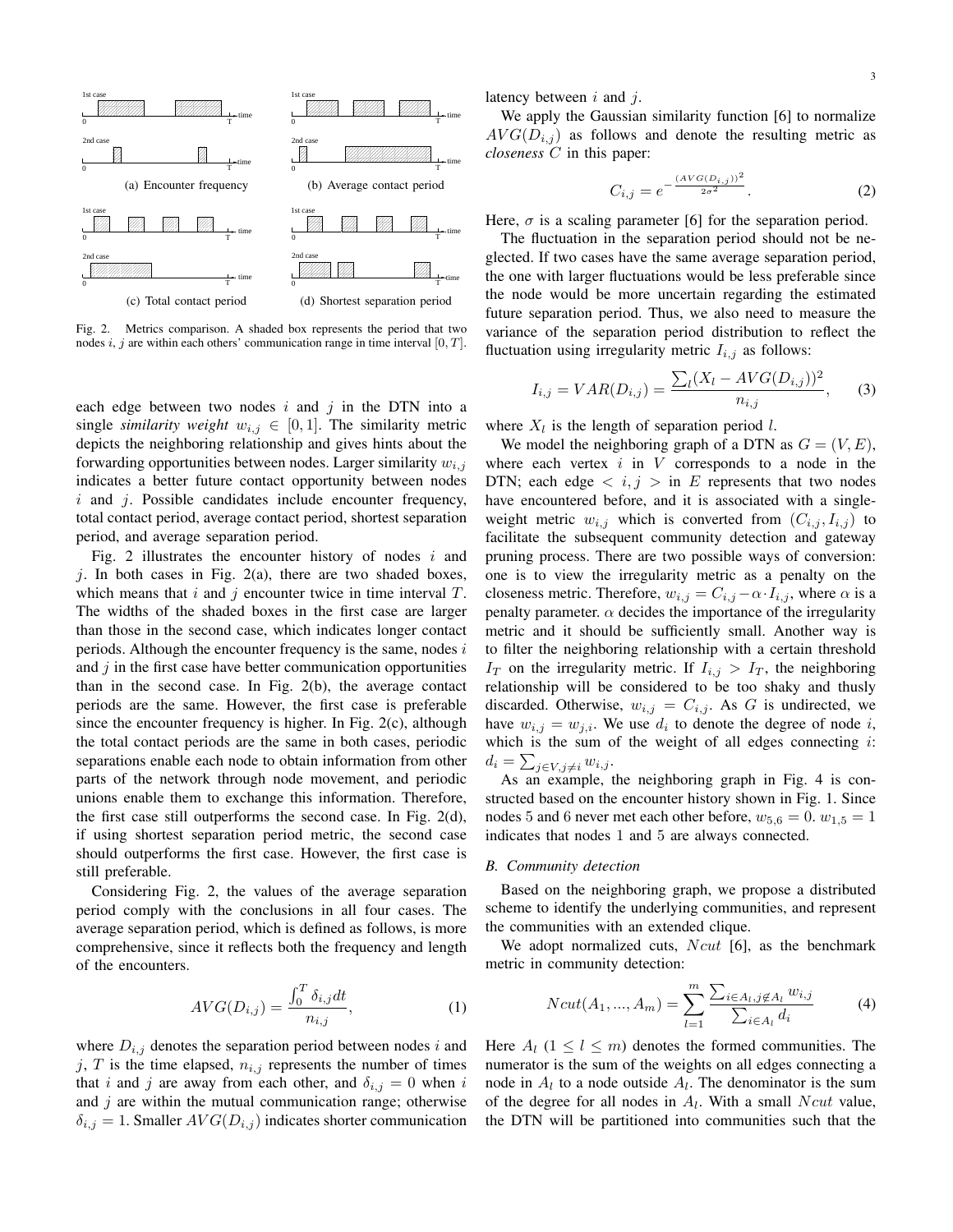Fig. 2. Metrics comparison. A shaded box represents the period that two nodes $i$, $j$ are within each others' communication range in time interval $[0, T]$.

(a) Encounter frequency (b) Average contact period (c) Total contact period (d) Shortest separation period

each edge between two nodes $i$ and $j$ in the DTN into a single *similarity weight* $w_{i,j} \in [0, 1]$. The similarity metric depicts the neighboring relationship and gives hints about the forwarding opportunities between nodes. Larger similarity $w_{i,j}$ indicates a better future contact opportunity between nodes $i$ and $j$. Possible candidates include encounter frequency, total contact period, average contact period, shortest separation period, and average separation period.

Fig. 2 illustrates the encounter history of nodes $i$ and $j$. In both cases in Fig. 2(a), there are two shaded boxes, which means that $i$ and $j$ encounter twice in time interval $T$. The widths of the shaded boxes in the first case are larger than those in the second case, which indicates longer contact periods. Although the encounter frequency is the same, nodes $i$ and $j$ in the first case have better communication opportunities than in the second case. In Fig. 2(b), the average contact periods are the same. However, the first case is preferable since the encounter frequency is higher. In Fig. 2(c), although the total contact periods are the same in both cases, periodic separations enable each node to obtain information from other parts of the network through node movement, and periodic unions enable them to exchange this information. Therefore, the first case still outperforms the second case. In Fig. 2(d), if using shortest separation period metric, the second case should outperforms the first case. However, the first case is still preferable.

Considering Fig. 2, the values of the average separation period comply with the conclusions in all four cases. The average separation period, which is defined as follows, is more comprehensive, since it reflects both the frequency and length of the encounters.

$$AVG(D_{i,j}) = \frac{\int_0^T \delta_{i,j} dt}{n_{i,j}}, \tag{1}$$

where $D_{i,j}$ denotes the separation period between nodes $i$ and $j$, $T$ is the time elapsed, $n_{i,j}$ represents the number of times that $i$ and $j$ are away from each other, and $\delta_{i,j} = 0$ when $i$ and $j$ are within the mutual communication range; otherwise $\delta_{i,j} = 1$. Smaller $AVG(D_{i,j})$ indicates shorter communication latency between $i$ and $j$.

We apply the Gaussian similarity function [6] to normalize $AVG(D_{i,j})$ as follows and denote the resulting metric as *closeness* $C$ in this paper:

$$C_{i,j} = e^{-\frac{(AVG(D_{i,j}))^2}{2\sigma^2}}. \tag{2}$$

Here, $\sigma$ is a scaling parameter [6] for the separation period.

The fluctuation in the separation period should not be neglected. If two cases have the same average separation period, the one with larger fluctuations would be less preferable since the node would be more uncertain regarding the estimated future separation period. Thus, we also need to measure the variance of the separation period distribution to reflect the fluctuation using irregularity metric $I_{i,j}$ as follows:

$$I_{i,j} = VAR(D_{i,j}) = \frac{\sum_l (X_l - AVG(D_{i,j}))^2}{n_{i,j}}, \tag{3}$$

where $X_l$ is the length of separation period $l$.

We model the neighboring graph of a DTN as $G = (V, E)$, where each vertex $i$ in $V$ corresponds to a node in the DTN; each edge $< i, j >$ in $E$ represents that two nodes have encountered before, and it is associated with a single-weight metric $w_{i,j}$ which is converted from $(C_{i,j}, I_{i,j})$ to facilitate the subsequent community detection and gateway pruning process. There are two possible ways of conversion: one is to view the irregularity metric as a penalty on the closeness metric. Therefore, $w_{i,j} = C_{i,j} - \alpha \cdot I_{i,j}$, where $\alpha$ is a penalty parameter. $\alpha$ decides the importance of the irregularity metric and it should be sufficiently small. Another way is to filter the neighboring relationship with a certain threshold $I_T$ on the irregularity metric. If $I_{i,j} > I_T$, the neighboring relationship will be considered to be too shaky and thusly discarded. Otherwise, $w_{i,j} = C_{i,j}$. As $G$ is undirected, we have $w_{i,j} = w_{j,i}$. We use $d_i$ to denote the degree of node $i$, which is the sum of the weight of all edges connecting $i$: $d_i = \sum_{j \in V, j \neq i} w_{i,j}$.

As an example, the neighboring graph in Fig. 4 is constructed based on the encounter history shown in Fig. 1. Since nodes 5 and 6 never met each other before, $w_{5,6} = 0$. $w_{1,5} = 1$ indicates that nodes 1 and 5 are always connected.

### B. Community detection

Based on the neighboring graph, we propose a distributed scheme to identify the underlying communities, and represent the communities with an extended clique.

We adopt normalized cuts, $Ncut$ [6], as the benchmark metric in community detection:

$$Ncut(A_1, ..., A_m) = \sum_{l=1}^{m} \frac{\sum_{i \in A_l, j \notin A_l} w_{i,j}}{\sum_{i \in A_l} d_i} \tag{4}$$

Here $A_l$ ($1 \leq l \leq m$) denotes the formed communities. The numerator is the sum of the weights on all edges connecting a node in $A_l$ to a node outside $A_l$. The denominator is the sum of the degree for all nodes in $A_l$. With a small $Ncut$ value, the DTN will be partitioned into communities such that the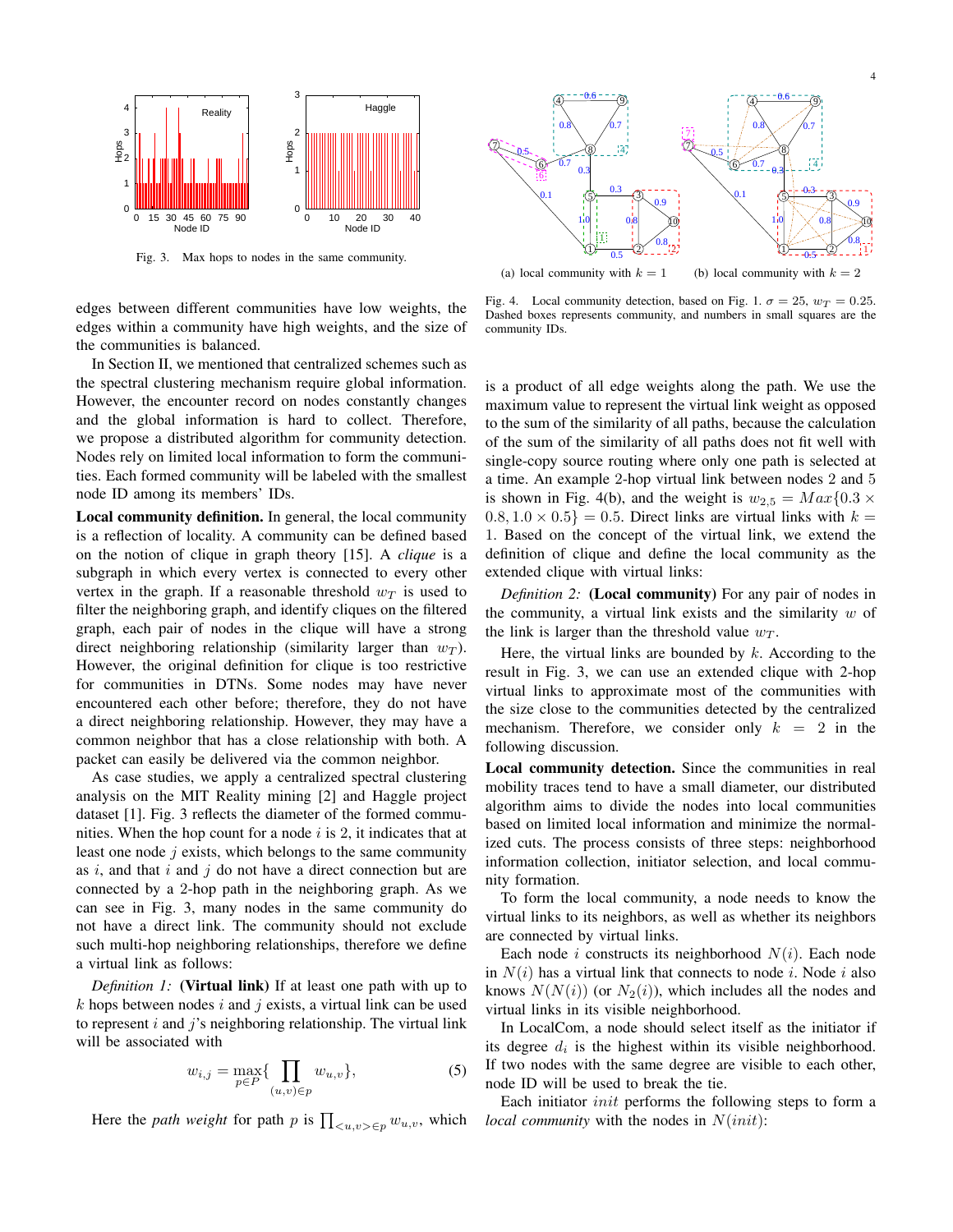Fig. 3. Max hops to nodes in the same community.

Fig. 4. Local community detection, based on Fig. 1. $\sigma = 25$, $w_T = 0.25$. Dashed boxes represents community, and numbers in small squares are the community IDs.

(a) local community with $k = 1$ (b) local community with $k = 2$

edges between different communities have low weights, the edges within a community have high weights, and the size of the communities is balanced.

In Section II, we mentioned that centralized schemes such as the spectral clustering mechanism require global information. However, the encounter record on nodes constantly changes and the global information is hard to collect. Therefore, we propose a distributed algorithm for community detection. Nodes rely on limited local information to form the communities. Each formed community will be labeled with the smallest node ID among its members' IDs.

**Local community definition.** In general, the local community is a reflection of locality. A community can be defined based on the notion of clique in graph theory [15]. A *clique* is a subgraph in which every vertex is connected to every other vertex in the graph. If a reasonable threshold $w_T$ is used to filter the neighboring graph, and identify cliques on the filtered graph, each pair of nodes in the clique will have a strong direct neighboring relationship (similarity larger than $w_T$). However, the original definition for clique is too restrictive for communities in DTNs. Some nodes may have never encountered each other before; therefore, they do not have a direct neighboring relationship. However, they may have a common neighbor that has a close relationship with both. A packet can easily be delivered via the common neighbor.

As case studies, we apply a centralized spectral clustering analysis on the MIT Reality mining [2] and Haggle project dataset [1]. Fig. 3 reflects the diameter of the formed communities. When the hop count for a node $i$ is 2, it indicates that at least one node $j$ exists, which belongs to the same community as $i$, and that $i$ and $j$ do not have a direct connection but are connected by a 2-hop path in the neighboring graph. As we can see in Fig. 3, many nodes in the same community do not have a direct link. The community should not exclude such multi-hop neighboring relationships, therefore we define a virtual link as follows:

*Definition 1:* **(Virtual link)** If at least one path with up to $k$ hops between nodes $i$ and $j$ exists, a virtual link can be used to represent $i$ and $j$'s neighboring relationship. The virtual link will be associated with

$$w_{i,j} = \max_{p \in P}\{\prod_{(u,v)\in p} w_{u,v}\}, \tag{5}$$

Here the *path weight* for path $p$ is $\prod_{<u,v>\in p} w_{u,v}$, which is a product of all edge weights along the path. We use the maximum value to represent the virtual link weight as opposed to the sum of the similarity of all paths, because the calculation of the sum of the similarity of all paths does not fit well with single-copy source routing where only one path is selected at a time. An example 2-hop virtual link between nodes 2 and 5 is shown in Fig. 4(b), and the weight is $w_{2,5} = Max\{0.3 \times 0.8, 1.0 \times 0.5\} = 0.5$. Direct links are virtual links with $k = 1$. Based on the concept of the virtual link, we extend the definition of clique and define the local community as the extended clique with virtual links:

*Definition 2:* **(Local community)** For any pair of nodes in the community, a virtual link exists and the similarity $w$ of the link is larger than the threshold value $w_T$.

Here, the virtual links are bounded by $k$. According to the result in Fig. 3, we can use an extended clique with 2-hop virtual links to approximate most of the communities with the size close to the communities detected by the centralized mechanism. Therefore, we consider only $k = 2$ in the following discussion.

**Local community detection.** Since the communities in real mobility traces tend to have a small diameter, our distributed algorithm aims to divide the nodes into local communities based on limited local information and minimize the normalized cuts. The process consists of three steps: neighborhood information collection, initiator selection, and local community formation.

To form the local community, a node needs to know the virtual links to its neighbors, as well as whether its neighbors are connected by virtual links.

Each node $i$ constructs its neighborhood $N(i)$. Each node in $N(i)$ has a virtual link that connects to node $i$. Node $i$ also knows $N(N(i))$ (or $N_2(i)$), which includes all the nodes and virtual links in its visible neighborhood.

In LocalCom, a node should select itself as the initiator if its degree $d_i$ is the highest within its visible neighborhood. If two nodes with the same degree are visible to each other, node ID will be used to break the tie.

Each initiator $init$ performs the following steps to form a *local community* with the nodes in $N(init)$: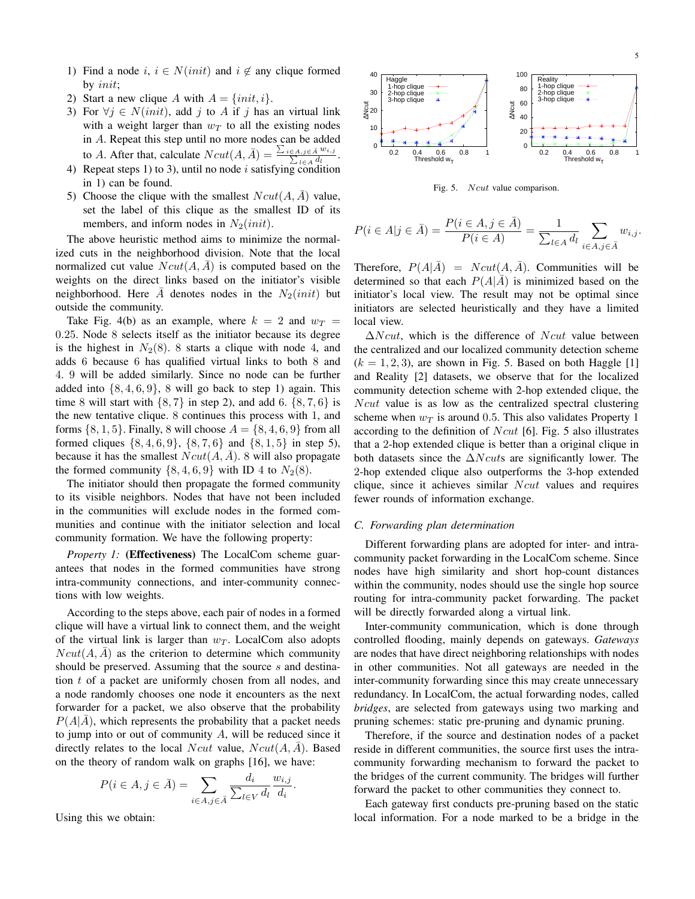1) Find a node $i$, $i \in N(init)$ and $i \notin$ any clique formed by $init$;
2) Start a new clique $A$ with $A = \{init, i\}$.
3) For $\forall j \in N(init)$, add $j$ to $A$ if $j$ has an virtual link with a weight larger than $w_T$ to all the existing nodes in $A$. Repeat this step until no more nodes can be added to $A$. After that, calculate $Ncut(A, \bar{A}) = \frac{\sum_{i \in A, j \in \bar{A}} w_{i,j}}{\sum_{l \in A} d_l}$.
4) Repeat steps 1) to 3), until no node $i$ satisfying condition in 1) can be found.
5) Choose the clique with the smallest $Ncut(A, \bar{A})$ value, set the label of this clique as the smallest ID of its members, and inform nodes in $N_2(init)$.

The above heuristic method aims to minimize the normalized cuts in the neighborhood division. Note that the local normalized cut value $Ncut(A, \bar{A})$ is computed based on the weights on the direct links based on the initiator's visible neighborhood. Here $\bar{A}$ denotes nodes in the $N_2(init)$ but outside the community.

Take Fig. 4(b) as an example, where $k = 2$ and $w_T = 0.25$. Node 8 selects itself as the initiator because its degree is the highest in $N_2(8)$. 8 starts a clique with node 4, and adds 6 because 6 has qualified virtual links to both 8 and 4. 9 will be added similarly. Since no node can be further added into $\{8, 4, 6, 9\}$, 8 will go back to step 1) again. This time 8 will start with $\{8, 7\}$ in step 2), and add 6. $\{8, 7, 6\}$ is the new tentative clique. 8 continues this process with 1, and forms $\{8, 1, 5\}$. Finally, 8 will choose $A = \{8, 4, 6, 9\}$ from all formed cliques $\{8, 4, 6, 9\}$, $\{8, 7, 6\}$ and $\{8, 1, 5\}$ in step 5), because it has the smallest $Ncut(A, \bar{A})$. 8 will also propagate the formed community $\{8, 4, 6, 9\}$ with ID 4 to $N_2(8)$.

The initiator should then propagate the formed community to its visible neighbors. Nodes that have not been included in the communities will exclude nodes in the formed communities and continue with the initiator selection and local community formation. We have the following property:

*Property 1:* **(Effectiveness)** The LocalCom scheme guarantees that nodes in the formed communities have strong intra-community connections, and inter-community connections with low weights.

According to the steps above, each pair of nodes in a formed clique will have a virtual link to connect them, and the weight of the virtual link is larger than $w_T$. LocalCom also adopts $Ncut(A, \bar{A})$ as the criterion to determine which community should be preserved. Assuming that the source $s$ and destination $t$ of a packet are uniformly chosen from all nodes, and a node randomly chooses one node it encounters as the next forwarder for a packet, we also observe that the probability $P(A|\bar{A})$, which represents the probability that a packet needs to jump into or out of community $A$, will be reduced since it directly relates to the local $Ncut$ value, $Ncut(A, \bar{A})$. Based on the theory of random walk on graphs [16], we have:

$$P(i \in A, j \in \bar{A}) = \sum_{i \in A, j \in \bar{A}} \frac{d_i}{\sum_{l \in V} d_l} \frac{w_{i,j}}{d_i}.$$

Using this we obtain:

Fig. 5. $Ncut$ value comparison.

$$P(i \in A | j \in \bar{A}) = \frac{P(i \in A, j \in \bar{A})}{P(i \in A)} = \frac{1}{\sum_{l \in A} d_l} \sum_{i \in A, j \in \bar{A}} w_{i,j}.$$

Therefore, $P(A|\bar{A}) = Ncut(A, \bar{A})$. Communities will be determined so that each $P(A|\bar{A})$ is minimized based on the initiator's local view. The result may not be optimal since initiators are selected heuristically and they have a limited local view.

$\Delta Ncut$, which is the difference of $Ncut$ value between the centralized and our localized community detection scheme ($k = 1, 2, 3$), are shown in Fig. 5. Based on both Haggle [1] and Reality [2] datasets, we observe that for the localized community detection scheme with 2-hop extended clique, the $Ncut$ value is as low as the centralized spectral clustering scheme when $w_T$ is around 0.5. This also validates Property 1 according to the definition of $Ncut$ [6]. Fig. 5 also illustrates that a 2-hop extended clique is better than a original clique in both datasets since the $\Delta Ncut$s are significantly lower. The 2-hop extended clique also outperforms the 3-hop extended clique, since it achieves similar $Ncut$ values and requires fewer rounds of information exchange.

### C. Forwarding plan determination

Different forwarding plans are adopted for inter- and intra-community packet forwarding in the LocalCom scheme. Since nodes have high similarity and short hop-count distances within the community, nodes should use the single hop source routing for intra-community packet forwarding. The packet will be directly forwarded along a virtual link.

Inter-community communication, which is done through controlled flooding, mainly depends on gateways. *Gateways* are nodes that have direct neighboring relationships with nodes in other communities. Not all gateways are needed in the inter-community forwarding since this may create unnecessary redundancy. In LocalCom, the actual forwarding nodes, called *bridges*, are selected from gateways using two marking and pruning schemes: static pre-pruning and dynamic pruning.

Therefore, if the source and destination nodes of a packet reside in different communities, the source first uses the intra-community forwarding mechanism to forward the packet to the bridges of the current community. The bridges will further forward the packet to other communities they connect to.

Each gateway first conducts pre-pruning based on the static local information. For a node marked to be a bridge in the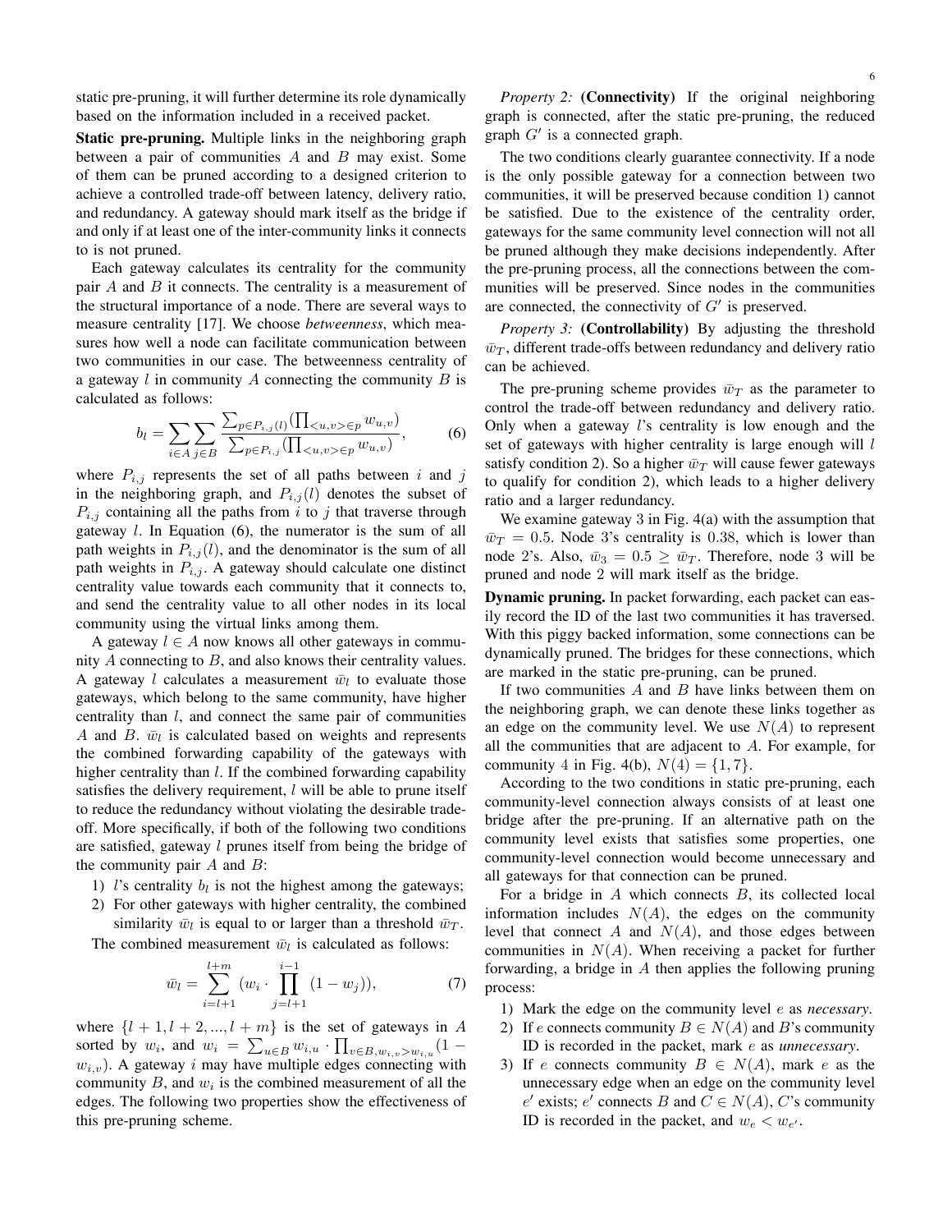static pre-pruning, it will further determine its role dynamically based on the information included in a received packet.

**Static pre-pruning.** Multiple links in the neighboring graph between a pair of communities $A$ and $B$ may exist. Some of them can be pruned according to a designed criterion to achieve a controlled trade-off between latency, delivery ratio, and redundancy. A gateway should mark itself as the bridge if and only if at least one of the inter-community links it connects to is not pruned.

Each gateway calculates its centrality for the community pair $A$ and $B$ it connects. The centrality is a measurement of the structural importance of a node. There are several ways to measure centrality [17]. We choose *betweenness*, which measures how well a node can facilitate communication between two communities in our case. The betweenness centrality of a gateway $l$ in community $A$ connecting the community $B$ is calculated as follows:

$$b_l = \sum_{i \in A} \sum_{j \in B} \frac{\sum_{p \in P_{i,j}(l)} (\prod_{<u,v> \in p} w_{u,v})}{\sum_{p \in P_{i,j}} (\prod_{<u,v> \in p} w_{u,v})}, \tag{6}$$

where $P_{i,j}$ represents the set of all paths between $i$ and $j$ in the neighboring graph, and $P_{i,j}(l)$ denotes the subset of $P_{i,j}$ containing all the paths from $i$ to $j$ that traverse through gateway $l$. In Equation (6), the numerator is the sum of all path weights in $P_{i,j}(l)$, and the denominator is the sum of all path weights in $P_{i,j}$. A gateway should calculate one distinct centrality value towards each community that it connects to, and send the centrality value to all other nodes in its local community using the virtual links among them.

A gateway $l \in A$ now knows all other gateways in community $A$ connecting to $B$, and also knows their centrality values. A gateway $l$ calculates a measurement $\bar{w}_l$ to evaluate those gateways, which belong to the same community, have higher centrality than $l$, and connect the same pair of communities $A$ and $B$. $\bar{w}_l$ is calculated based on weights and represents the combined forwarding capability of the gateways with higher centrality than $l$. If the combined forwarding capability satisfies the delivery requirement, $l$ will be able to prune itself to reduce the redundancy without violating the desirable trade-off. More specifically, if both of the following two conditions are satisfied, gateway $l$ prunes itself from being the bridge of the community pair $A$ and $B$:

1) $l$'s centrality $b_l$ is not the highest among the gateways;
2) For other gateways with higher centrality, the combined similarity $\bar{w}_l$ is equal to or larger than a threshold $\bar{w}_T$.

The combined measurement $\bar{w}_l$ is calculated as follows:

$$\bar{w}_l = \sum_{i=l+1}^{l+m} (w_i \cdot \prod_{j=l+1}^{i-1} (1 - w_j)), \tag{7}$$

where $\{l+1, l+2, ..., l+m\}$ is the set of gateways in $A$ sorted by $w_i$, and $w_i = \sum_{u \in B} w_{i,u} \cdot \prod_{v \in B, w_{i,v} > w_{i,u}} (1 - w_{i,v})$. A gateway $i$ may have multiple edges connecting with community $B$, and $w_i$ is the combined measurement of all the edges. The following two properties show the effectiveness of this pre-pruning scheme.

*Property 2:* **(Connectivity)** If the original neighboring graph is connected, after the static pre-pruning, the reduced graph $G'$ is a connected graph.

The two conditions clearly guarantee connectivity. If a node is the only possible gateway for a connection between two communities, it will be preserved because condition 1) cannot be satisfied. Due to the existence of the centrality order, gateways for the same community level connection will not all be pruned although they make decisions independently. After the pre-pruning process, all the connections between the communities will be preserved. Since nodes in the communities are connected, the connectivity of $G'$ is preserved.

*Property 3:* **(Controllability)** By adjusting the threshold $\bar{w}_T$, different trade-offs between redundancy and delivery ratio can be achieved.

The pre-pruning scheme provides $\bar{w}_T$ as the parameter to control the trade-off between redundancy and delivery ratio. Only when a gateway $l$'s centrality is low enough and the set of gateways with higher centrality is large enough will $l$ satisfy condition 2). So a higher $\bar{w}_T$ will cause fewer gateways to qualify for condition 2), which leads to a higher delivery ratio and a larger redundancy.

We examine gateway 3 in Fig. 4(a) with the assumption that $\bar{w}_T = 0.5$. Node 3's centrality is 0.38, which is lower than node 2's. Also, $\bar{w}_3 = 0.5 \geq \bar{w}_T$. Therefore, node 3 will be pruned and node 2 will mark itself as the bridge.

**Dynamic pruning.** In packet forwarding, each packet can easily record the ID of the last two communities it has traversed. With this piggy backed information, some connections can be dynamically pruned. The bridges for these connections, which are marked in the static pre-pruning, can be pruned.

If two communities $A$ and $B$ have links between them on the neighboring graph, we can denote these links together as an edge on the community level. We use $N(A)$ to represent all the communities that are adjacent to $A$. For example, for community 4 in Fig. 4(b), $N(4) = \{1, 7\}$.

According to the two conditions in static pre-pruning, each community-level connection always consists of at least one bridge after the pre-pruning. If an alternative path on the community level exists that satisfies some properties, one community-level connection would become unnecessary and all gateways for that connection can be pruned.

For a bridge in $A$ which connects $B$, its collected local information includes $N(A)$, the edges on the community level that connect $A$ and $N(A)$, and those edges between communities in $N(A)$. When receiving a packet for further forwarding, a bridge in $A$ then applies the following pruning process:

1) Mark the edge on the community level $e$ as *necessary*.
2) If $e$ connects community $B \in N(A)$ and $B$'s community ID is recorded in the packet, mark $e$ as *unnecessary*.
3) If $e$ connects community $B \in N(A)$, mark $e$ as the unnecessary edge when an edge on the community level $e'$ exists; $e'$ connects $B$ and $C \in N(A)$, $C$'s community ID is recorded in the packet, and $w_e < w_{e'}$.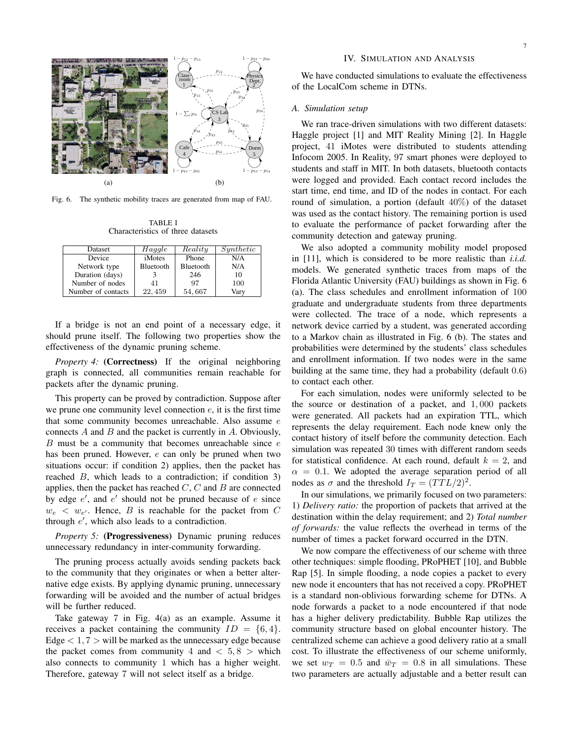Fig. 6. The synthetic mobility traces are generated from map of FAU.

TABLE I
Characteristics of three datasets

| Dataset | *Haggle* | *Reality* | *Synthetic* |
|---|---|---|---|
| Device | iMotes | Phone | N/A |
| Network type | Bluetooth | Bluetooth | N/A |
| Duration (days) | 3 | 246 | 10 |
| Number of nodes | 41 | 97 | 100 |
| Number of contacts | 22,459 | 54,667 | Vary |

If a bridge is not an end point of a necessary edge, it should prune itself. The following two properties show the effectiveness of the dynamic pruning scheme.

*Property 4:* **(Correctness)** If the original neighboring graph is connected, all communities remain reachable for packets after the dynamic pruning.

This property can be proved by contradiction. Suppose after we prune one community level connection $e$, it is the first time that some community becomes unreachable. Also assume $e$ connects $A$ and $B$ and the packet is currently in $A$. Obviously, $B$ must be a community that becomes unreachable since $e$ has been pruned. However, $e$ can only be pruned when two situations occur: if condition 2) applies, then the packet has reached $B$, which leads to a contradiction; if condition 3) applies, then the packet has reached $C$, $C$ and $B$ are connected by edge $e'$, and $e'$ should not be pruned because of $e$ since $w_e < w_{e'}$. Hence, $B$ is reachable for the packet from $C$ through $e'$, which also leads to a contradiction.

*Property 5:* **(Progressiveness)** Dynamic pruning reduces unnecessary redundancy in inter-community forwarding.

The pruning process actually avoids sending packets back to the community that they originates or when a better alternative edge exists. By applying dynamic pruning, unnecessary forwarding will be avoided and the number of actual bridges will be further reduced.

Take gateway 7 in Fig. 4(a) as an example. Assume it receives a packet containing the community $ID = \{6, 4\}$. Edge $< 1, 7 >$ will be marked as the unnecessary edge because the packet comes from community 4 and $< 5, 8 >$ which also connects to community 1 which has a higher weight. Therefore, gateway 7 will not select itself as a bridge.

## IV. Simulation and Analysis

We have conducted simulations to evaluate the effectiveness of the LocalCom scheme in DTNs.

### A. Simulation setup

We ran trace-driven simulations with two different datasets: Haggle project [1] and MIT Reality Mining [2]. In Haggle project, 41 iMotes were distributed to students attending Infocom 2005. In Reality, 97 smart phones were deployed to students and staff in MIT. In both datasets, bluetooth contacts were logged and provided. Each contact record includes the start time, end time, and ID of the nodes in contact. For each round of simulation, a portion (default 40%) of the dataset was used as the contact history. The remaining portion is used to evaluate the performance of packet forwarding after the community detection and gateway pruning.

We also adopted a community mobility model proposed in [11], which is considered to be more realistic than *i.i.d.* models. We generated synthetic traces from maps of the Florida Atlantic University (FAU) buildings as shown in Fig. 6 (a). The class schedules and enrollment information of 100 graduate and undergraduate students from three departments were collected. The trace of a node, which represents a network device carried by a student, was generated according to a Markov chain as illustrated in Fig. 6 (b). The states and probabilities were determined by the students' class schedules and enrollment information. If two nodes were in the same building at the same time, they had a probability (default 0.6) to contact each other.

For each simulation, nodes were uniformly selected to be the source or destination of a packet, and 1,000 packets were generated. All packets had an expiration TTL, which represents the delay requirement. Each node knew only the contact history of itself before the community detection. Each simulation was repeated 30 times with different random seeds for statistical confidence. At each round, default $k = 2$, and $\alpha = 0.1$. We adopted the average separation period of all nodes as $\sigma$ and the threshold $I_T = (TTL/2)^2$.

In our simulations, we primarily focused on two parameters: 1) *Delivery ratio:* the proportion of packets that arrived at the destination within the delay requirement; and 2) *Total number of forwards:* the value reflects the overhead in terms of the number of times a packet forward occurred in the DTN.

We now compare the effectiveness of our scheme with three other techniques: simple flooding, PRoPHET [10], and Bubble Rap [5]. In simple flooding, a node copies a packet to every new node it encounters that has not received a copy. PRoPHET is a standard non-oblivious forwarding scheme for DTNs. A node forwards a packet to a node encountered if that node has a higher delivery predictability. Bubble Rap utilizes the community structure based on global encounter history. The centralized scheme can achieve a good delivery ratio at a small cost. To illustrate the effectiveness of our scheme uniformly, we set $w_T = 0.5$ and $\bar{w}_T = 0.8$ in all simulations. These two parameters are actually adjustable and a better result can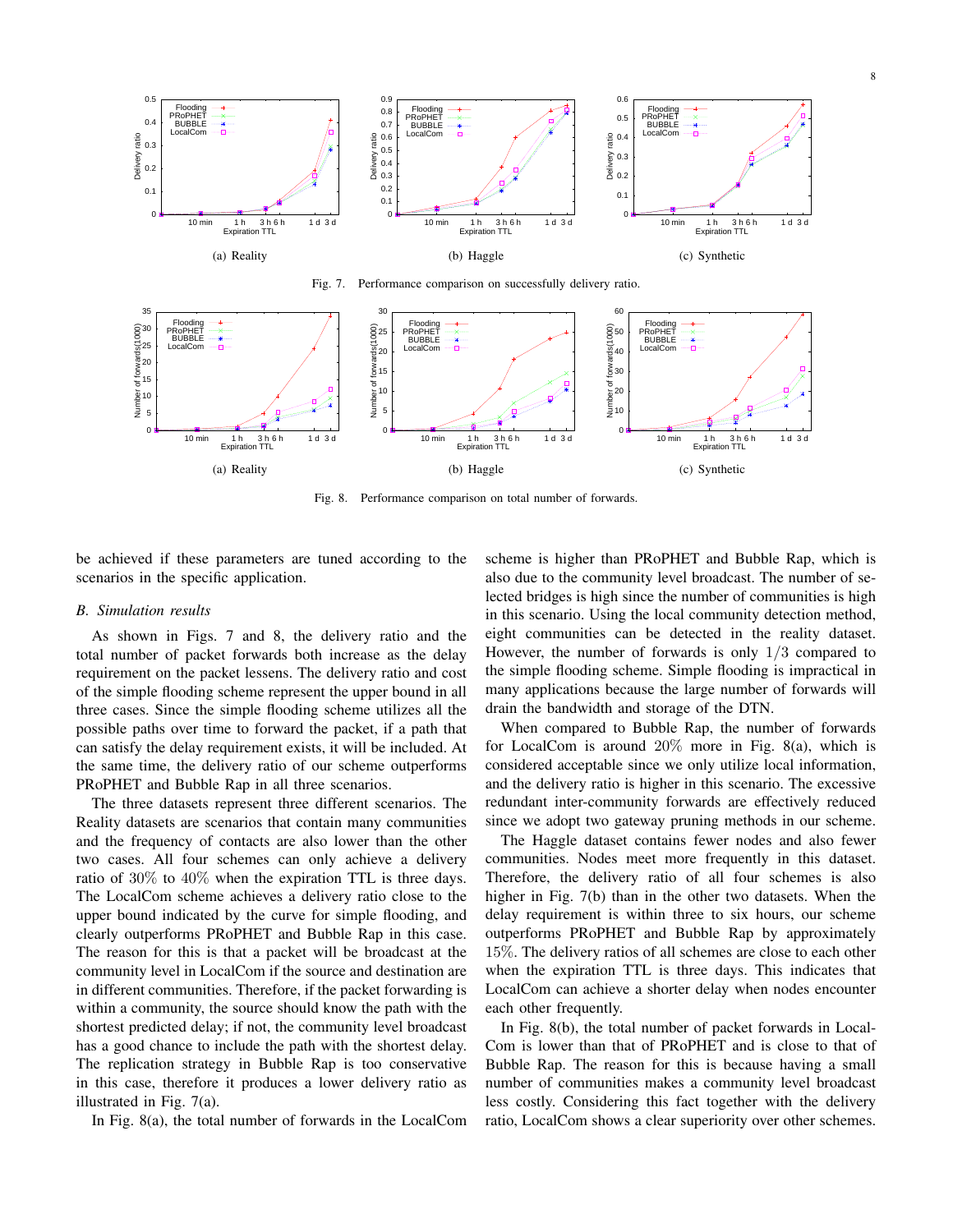(a) Reality

(b) Haggle

(c) Synthetic

Fig. 7. Performance comparison on successfully delivery ratio.

(a) Reality

(b) Haggle

(c) Synthetic

Fig. 8. Performance comparison on total number of forwards.

be achieved if these parameters are tuned according to the scenarios in the specific application.

### *B. Simulation results*

As shown in Figs. 7 and 8, the delivery ratio and the total number of packet forwards both increase as the delay requirement on the packet lessens. The delivery ratio and cost of the simple flooding scheme represent the upper bound in all three cases. Since the simple flooding scheme utilizes all the possible paths over time to forward the packet, if a path that can satisfy the delay requirement exists, it will be included. At the same time, the delivery ratio of our scheme outperforms PRoPHET and Bubble Rap in all three scenarios.

The three datasets represent three different scenarios. The Reality datasets are scenarios that contain many communities and the frequency of contacts are also lower than the other two cases. All four schemes can only achieve a delivery ratio of $30\%$ to $40\%$ when the expiration TTL is three days. The LocalCom scheme achieves a delivery ratio close to the upper bound indicated by the curve for simple flooding, and clearly outperforms PRoPHET and Bubble Rap in this case. The reason for this is that a packet will be broadcast at the community level in LocalCom if the source and destination are in different communities. Therefore, if the packet forwarding is within a community, the source should know the path with the shortest predicted delay; if not, the community level broadcast has a good chance to include the path with the shortest delay. The replication strategy in Bubble Rap is too conservative in this case, therefore it produces a lower delivery ratio as illustrated in Fig. 7(a).

In Fig. 8(a), the total number of forwards in the LocalCom scheme is higher than PRoPHET and Bubble Rap, which is also due to the community level broadcast. The number of selected bridges is high since the number of communities is high in this scenario. Using the local community detection method, eight communities can be detected in the reality dataset. However, the number of forwards is only $1/3$ compared to the simple flooding scheme. Simple flooding is impractical in many applications because the large number of forwards will drain the bandwidth and storage of the DTN.

When compared to Bubble Rap, the number of forwards for LocalCom is around $20\%$ more in Fig. 8(a), which is considered acceptable since we only utilize local information, and the delivery ratio is higher in this scenario. The excessive redundant inter-community forwards are effectively reduced since we adopt two gateway pruning methods in our scheme.

The Haggle dataset contains fewer nodes and also fewer communities. Nodes meet more frequently in this dataset. Therefore, the delivery ratio of all four schemes is also higher in Fig. 7(b) than in the other two datasets. When the delay requirement is within three to six hours, our scheme outperforms PRoPHET and Bubble Rap by approximately $15\%$. The delivery ratios of all schemes are close to each other when the expiration TTL is three days. This indicates that LocalCom can achieve a shorter delay when nodes encounter each other frequently.

In Fig. 8(b), the total number of packet forwards in LocalCom is lower than that of PRoPHET and is close to that of Bubble Rap. The reason for this is because having a small number of communities makes a community level broadcast less costly. Considering this fact together with the delivery ratio, LocalCom shows a clear superiority over other schemes.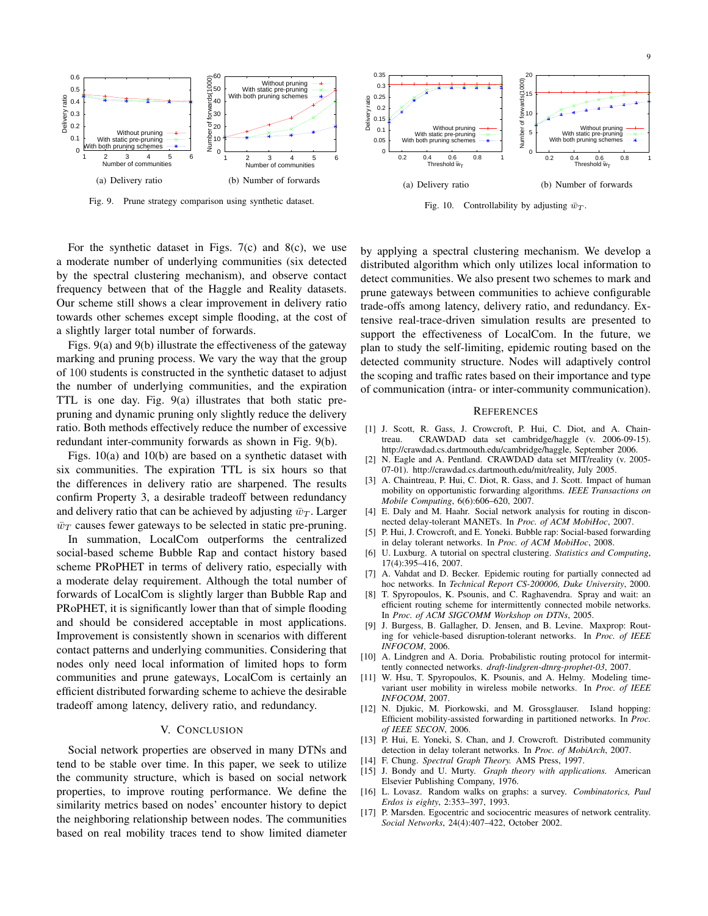0.6
0.5
0.4
0.3
0.2
0.1
0
Delivery ratio
1 2 3 4 5 6
Number of communities
Without pruning
With static pre-pruning
With both pruning schemes

(a) Delivery ratio

60
50
40
30
20
10
0
Number of forwards(1000)
1 2 3 4 5 6
Number of communities
Without pruning
With static pre-pruning
With both pruning schemes

(b) Number of forwards

Fig. 9. Prune strategy comparison using synthetic dataset.

0.35
0.3
0.25
0.2
0.15
0.1
0.05
0
Delivery ratio
0.2 0.4 0.6 0.8 1
Threshold $\bar{w}_T$
Without pruning
With static pre-pruning
With both pruning schemes

(a) Delivery ratio

20
15
10
5
0
Number of forwards(1000)
0.2 0.4 0.6 0.8 1
Threshold $\bar{w}_T$
Without pruning
With static pre-pruning
With both pruning schemes

(b) Number of forwards

Fig. 10. Controllability by adjusting $\bar{w}_T$.

For the synthetic dataset in Figs. 7(c) and 8(c), we use a moderate number of underlying communities (six detected by the spectral clustering mechanism), and observe contact frequency between that of the Haggle and Reality datasets. Our scheme still shows a clear improvement in delivery ratio towards other schemes except simple flooding, at the cost of a slightly larger total number of forwards.

Figs. 9(a) and 9(b) illustrate the effectiveness of the gateway marking and pruning process. We vary the way that the group of 100 students is constructed in the synthetic dataset to adjust the number of underlying communities, and the expiration TTL is one day. Fig. 9(a) illustrates that both static pre-pruning and dynamic pruning only slightly reduce the delivery ratio. Both methods effectively reduce the number of excessive redundant inter-community forwards as shown in Fig. 9(b).

Figs. 10(a) and 10(b) are based on a synthetic dataset with six communities. The expiration TTL is six hours so that the differences in delivery ratio are sharpened. The results confirm Property 3, a desirable tradeoff between redundancy and delivery ratio that can be achieved by adjusting $\bar{w}_T$. Larger $\bar{w}_T$ causes fewer gateways to be selected in static pre-pruning.

In summation, LocalCom outperforms the centralized social-based scheme Bubble Rap and contact history based scheme PRoPHET in terms of delivery ratio, especially with a moderate delay requirement. Although the total number of forwards of LocalCom is slightly larger than Bubble Rap and PRoPHET, it is significantly lower than that of simple flooding and should be considered acceptable in most applications. Improvement is consistently shown in scenarios with different contact patterns and underlying communities. Considering that nodes only need local information of limited hops to form communities and prune gateways, LocalCom is certainly an efficient distributed forwarding scheme to achieve the desirable tradeoff among latency, delivery ratio, and redundancy.

## V. Conclusion

Social network properties are observed in many DTNs and tend to be stable over time. In this paper, we seek to utilize the community structure, which is based on social network properties, to improve routing performance. We define the similarity metrics based on nodes' encounter history to depict the neighboring relationship between nodes. The communities based on real mobility traces tend to show limited diameter by applying a spectral clustering mechanism. We develop a distributed algorithm which only utilizes local information to detect communities. We also present two schemes to mark and prune gateways between communities to achieve configurable trade-offs among latency, delivery ratio, and redundancy. Extensive real-trace-driven simulation results are presented to support the effectiveness of LocalCom. In the future, we plan to study the self-limiting, epidemic routing based on the detected community structure. Nodes will adaptively control the scoping and traffic rates based on their importance and type of communication (intra- or inter-community communication).

## References

[1] J. Scott, R. Gass, J. Crowcroft, P. Hui, C. Diot, and A. Chaintreau. CRAWDAD data set cambridge/haggle (v. 2006-09-15). http://crawdad.cs.dartmouth.edu/cambridge/haggle, September 2006.

[2] N. Eagle and A. Pentland. CRAWDAD data set MIT/reality (v. 2005-07-01). http://crawdad.cs.dartmouth.edu/mit/reality, July 2005.

[3] A. Chaintreau, P. Hui, C. Diot, R. Gass, and J. Scott. Impact of human mobility on opportunistic forwarding algorithms. *IEEE Transactions on Mobile Computing*, 6(6):606–620, 2007.

[4] E. Daly and M. Haahr. Social network analysis for routing in disconnected delay-tolerant MANETs. In *Proc. of ACM MobiHoc*, 2007.

[5] P. Hui, J. Crowcroft, and E. Yoneki. Bubble rap: Social-based forwarding in delay tolerant networks. In *Proc. of ACM MobiHoc*, 2008.

[6] U. Luxburg. A tutorial on spectral clustering. *Statistics and Computing*, 17(4):395–416, 2007.

[7] A. Vahdat and D. Becker. Epidemic routing for partially connected ad hoc networks. In *Technical Report CS-200006, Duke University*, 2000.

[8] T. Spyropoulos, K. Psounis, and C. Raghavendra. Spray and wait: an efficient routing scheme for intermittently connected mobile networks. In *Proc. of ACM SIGCOMM Workshop on DTNs*, 2005.

[9] J. Burgess, B. Gallagher, D. Jensen, and B. Levine. Maxprop: Routing for vehicle-based disruption-tolerant networks. In *Proc. of IEEE INFOCOM*, 2006.

[10] A. Lindgren and A. Doria. Probabilistic routing protocol for intermittently connected networks. *draft-lindgren-dtnrg-prophet-03*, 2007.

[11] W. Hsu, T. Spyropoulos, K. Psounis, and A. Helmy. Modeling time-variant user mobility in wireless mobile networks. In *Proc. of IEEE INFOCOM*, 2007.

[12] N. Djukic, M. Piorkowski, and M. Grossglauser. Island hopping: Efficient mobility-assisted forwarding in partitioned networks. In *Proc. of IEEE SECON*, 2006.

[13] P. Hui, E. Yoneki, S. Chan, and J. Crowcroft. Distributed community detection in delay tolerant networks. In *Proc. of MobiArch*, 2007.

[14] F. Chung. *Spectral Graph Theory.* AMS Press, 1997.

[15] J. Bondy and U. Murty. *Graph theory with applications.* American Elsevier Publishing Company, 1976.

[16] L. Lovasz. Random walks on graphs: a survey. *Combinatorics, Paul Erdos is eighty*, 2:353–397, 1993.

[17] P. Marsden. Egocentric and sociocentric measures of network centrality. *Social Networks*, 24(4):407–422, October 2002.